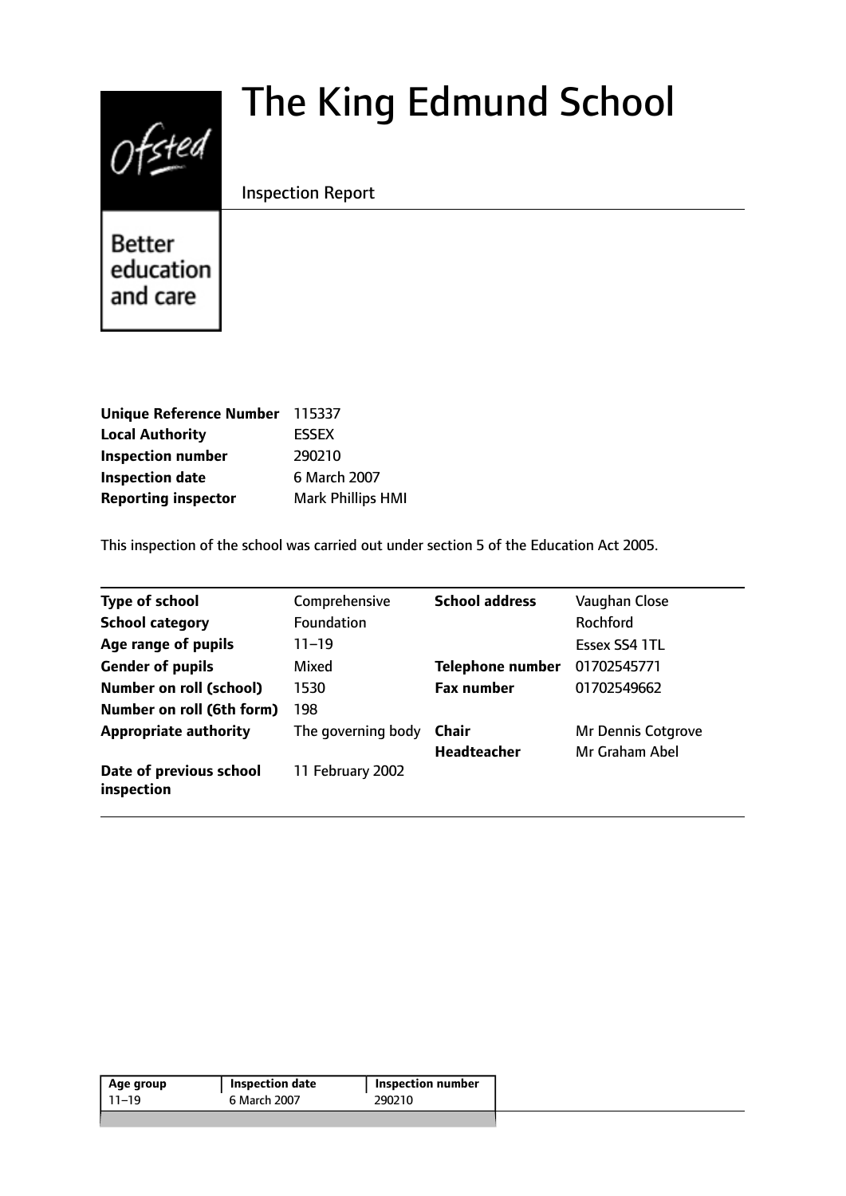# The King Edmund School

Inspection Report

Better education and care

| | |
|---|---|
| **Unique Reference Number** | 115337 |
| **Local Authority** | ESSEX |
| **Inspection number** | 290210 |
| **Inspection date** | 6 March 2007 |
| **Reporting inspector** | Mark Phillips HMI |

This inspection of the school was carried out under section 5 of the Education Act 2005.

| | | | |
|---|---|---|---|
| **Type of school** | Comprehensive | **School address** | Vaughan Close |
| **School category** | Foundation | | Rochford |
| **Age range of pupils** | 11–19 | | Essex SS4 1TL |
| **Gender of pupils** | Mixed | **Telephone number** | 01702545771 |
| **Number on roll (school)** | 1530 | **Fax number** | 01702549662 |
| **Number on roll (6th form)** | 198 | | |
| **Appropriate authority** | The governing body | **Chair** | Mr Dennis Cotgrove |
| | | **Headteacher** | Mr Graham Abel |
| **Date of previous school inspection** | 11 February 2002 | | |

| Age group | Inspection date | Inspection number |
|---|---|---|
| 11–19 | 6 March 2007 | 290210 |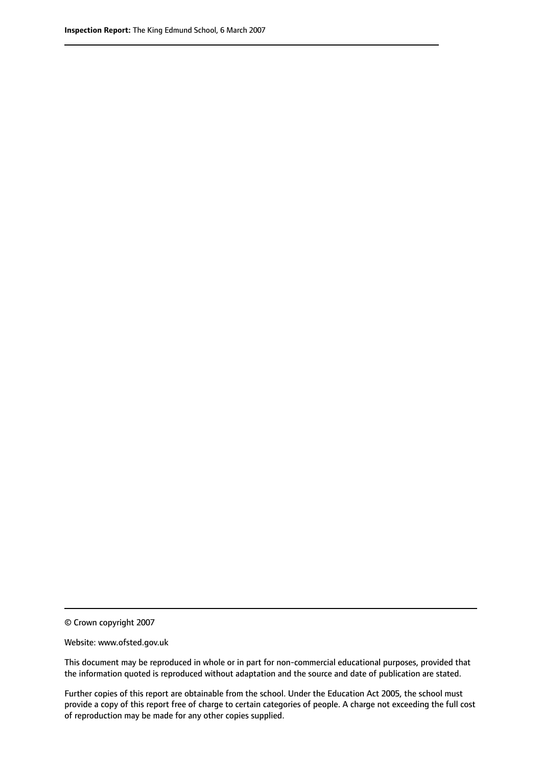© Crown copyright 2007

Website: www.ofsted.gov.uk

This document may be reproduced in whole or in part for non-commercial educational purposes, provided that the information quoted is reproduced without adaptation and the source and date of publication are stated.

Further copies of this report are obtainable from the school. Under the Education Act 2005, the school must provide a copy of this report free of charge to certain categories of people. A charge not exceeding the full cost of reproduction may be made for any other copies supplied.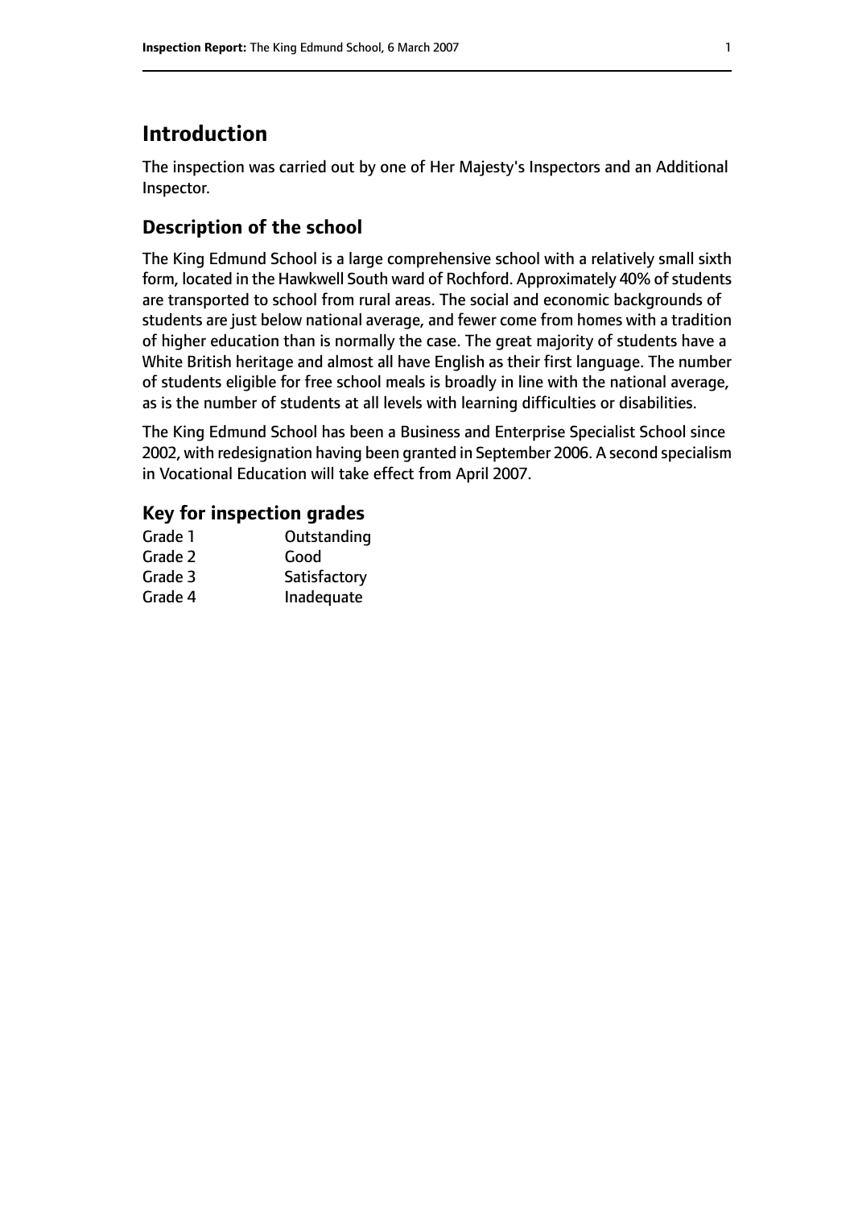# Introduction

The inspection was carried out by one of Her Majesty's Inspectors and an Additional Inspector.

## Description of the school

The King Edmund School is a large comprehensive school with a relatively small sixth form, located in the Hawkwell South ward of Rochford. Approximately 40% of students are transported to school from rural areas. The social and economic backgrounds of students are just below national average, and fewer come from homes with a tradition of higher education than is normally the case. The great majority of students have a White British heritage and almost all have English as their first language. The number of students eligible for free school meals is broadly in line with the national average, as is the number of students at all levels with learning difficulties or disabilities.

The King Edmund School has been a Business and Enterprise Specialist School since 2002, with redesignation having been granted in September 2006. A second specialism in Vocational Education will take effect from April 2007.

### Key for inspection grades

| | |
|---|---|
| Grade 1 | Outstanding |
| Grade 2 | Good |
| Grade 3 | Satisfactory |
| Grade 4 | Inadequate |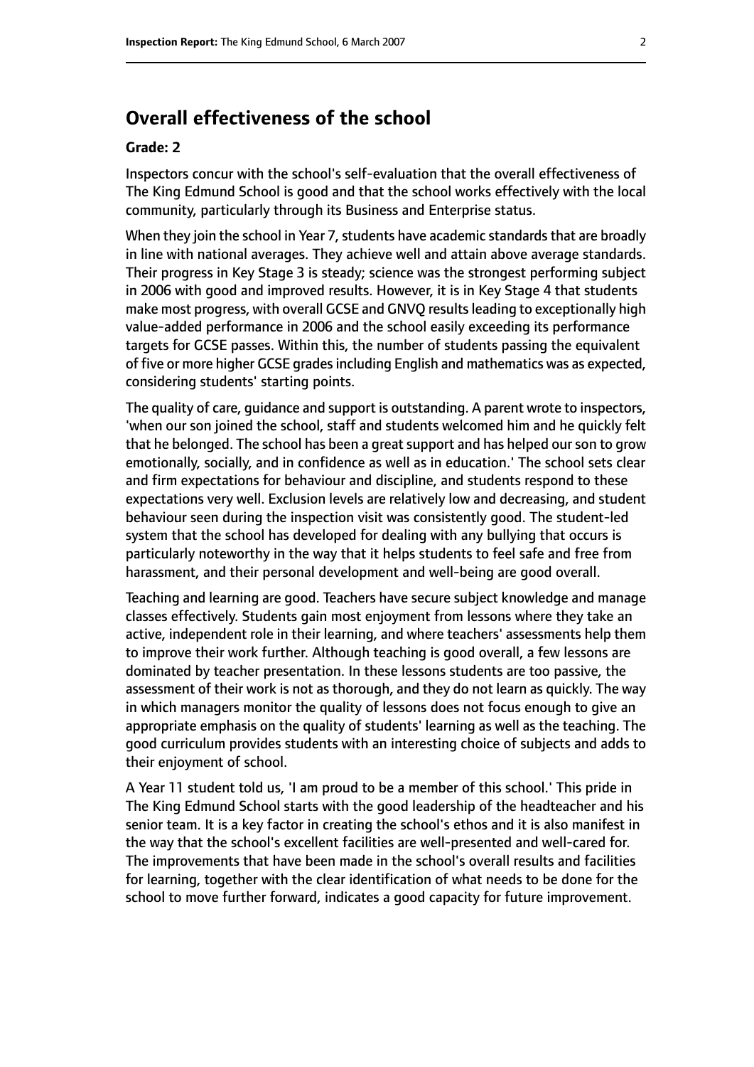# Overall effectiveness of the school

**Grade: 2**

Inspectors concur with the school's self-evaluation that the overall effectiveness of The King Edmund School is good and that the school works effectively with the local community, particularly through its Business and Enterprise status.

When they join the school in Year 7, students have academic standards that are broadly in line with national averages. They achieve well and attain above average standards. Their progress in Key Stage 3 is steady; science was the strongest performing subject in 2006 with good and improved results. However, it is in Key Stage 4 that students make most progress, with overall GCSE and GNVQ results leading to exceptionally high value-added performance in 2006 and the school easily exceeding its performance targets for GCSE passes. Within this, the number of students passing the equivalent of five or more higher GCSE grades including English and mathematics was as expected, considering students' starting points.

The quality of care, guidance and support is outstanding. A parent wrote to inspectors, 'when our son joined the school, staff and students welcomed him and he quickly felt that he belonged. The school has been a great support and has helped our son to grow emotionally, socially, and in confidence as well as in education.' The school sets clear and firm expectations for behaviour and discipline, and students respond to these expectations very well. Exclusion levels are relatively low and decreasing, and student behaviour seen during the inspection visit was consistently good. The student-led system that the school has developed for dealing with any bullying that occurs is particularly noteworthy in the way that it helps students to feel safe and free from harassment, and their personal development and well-being are good overall.

Teaching and learning are good. Teachers have secure subject knowledge and manage classes effectively. Students gain most enjoyment from lessons where they take an active, independent role in their learning, and where teachers' assessments help them to improve their work further. Although teaching is good overall, a few lessons are dominated by teacher presentation. In these lessons students are too passive, the assessment of their work is not as thorough, and they do not learn as quickly. The way in which managers monitor the quality of lessons does not focus enough to give an appropriate emphasis on the quality of students' learning as well as the teaching. The good curriculum provides students with an interesting choice of subjects and adds to their enjoyment of school.

A Year 11 student told us, 'I am proud to be a member of this school.' This pride in The King Edmund School starts with the good leadership of the headteacher and his senior team. It is a key factor in creating the school's ethos and it is also manifest in the way that the school's excellent facilities are well-presented and well-cared for. The improvements that have been made in the school's overall results and facilities for learning, together with the clear identification of what needs to be done for the school to move further forward, indicates a good capacity for future improvement.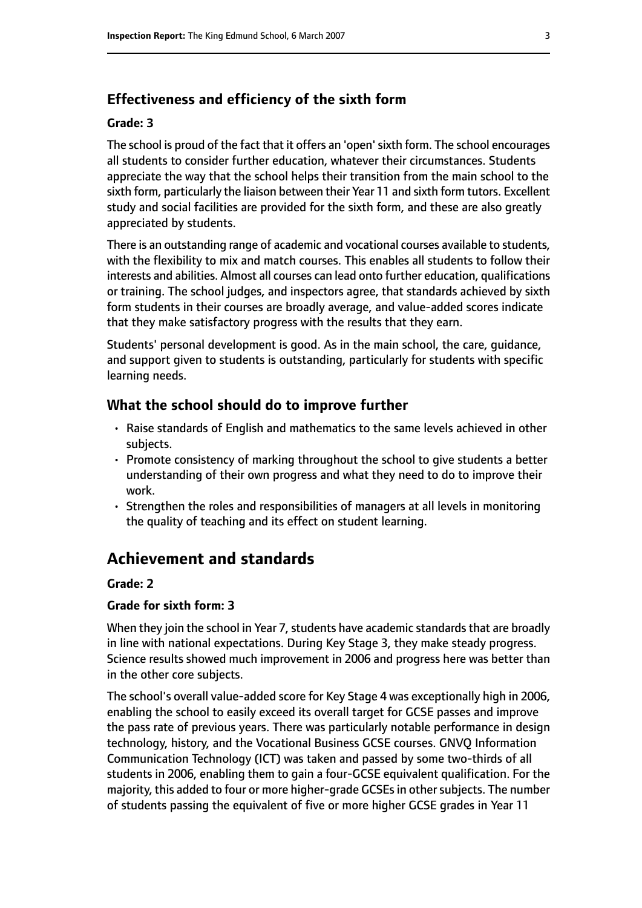### Effectiveness and efficiency of the sixth form

**Grade: 3**

The school is proud of the fact that it offers an 'open' sixth form. The school encourages all students to consider further education, whatever their circumstances. Students appreciate the way that the school helps their transition from the main school to the sixth form, particularly the liaison between their Year 11 and sixth form tutors. Excellent study and social facilities are provided for the sixth form, and these are also greatly appreciated by students.

There is an outstanding range of academic and vocational courses available to students, with the flexibility to mix and match courses. This enables all students to follow their interests and abilities. Almost all courses can lead onto further education, qualifications or training. The school judges, and inspectors agree, that standards achieved by sixth form students in their courses are broadly average, and value-added scores indicate that they make satisfactory progress with the results that they earn.

Students' personal development is good. As in the main school, the care, guidance, and support given to students is outstanding, particularly for students with specific learning needs.

### What the school should do to improve further

- Raise standards of English and mathematics to the same levels achieved in other subjects.
- Promote consistency of marking throughout the school to give students a better understanding of their own progress and what they need to do to improve their work.
- Strengthen the roles and responsibilities of managers at all levels in monitoring the quality of teaching and its effect on student learning.

## Achievement and standards

**Grade: 2**

**Grade for sixth form: 3**

When they join the school in Year 7, students have academic standards that are broadly in line with national expectations. During Key Stage 3, they make steady progress. Science results showed much improvement in 2006 and progress here was better than in the other core subjects.

The school's overall value-added score for Key Stage 4 was exceptionally high in 2006, enabling the school to easily exceed its overall target for GCSE passes and improve the pass rate of previous years. There was particularly notable performance in design technology, history, and the Vocational Business GCSE courses. GNVQ Information Communication Technology (ICT) was taken and passed by some two-thirds of all students in 2006, enabling them to gain a four-GCSE equivalent qualification. For the majority, this added to four or more higher-grade GCSEs in other subjects. The number of students passing the equivalent of five or more higher GCSE grades in Year 11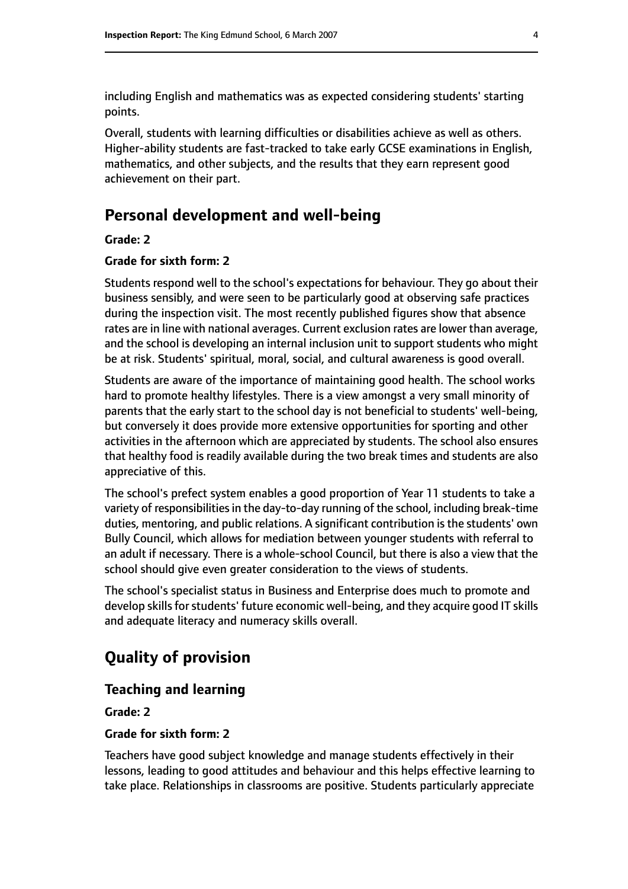including English and mathematics was as expected considering students' starting points.

Overall, students with learning difficulties or disabilities achieve as well as others. Higher-ability students are fast-tracked to take early GCSE examinations in English, mathematics, and other subjects, and the results that they earn represent good achievement on their part.

## Personal development and well-being

**Grade: 2**

**Grade for sixth form: 2**

Students respond well to the school's expectations for behaviour. They go about their business sensibly, and were seen to be particularly good at observing safe practices during the inspection visit. The most recently published figures show that absence rates are in line with national averages. Current exclusion rates are lower than average, and the school is developing an internal inclusion unit to support students who might be at risk. Students' spiritual, moral, social, and cultural awareness is good overall.

Students are aware of the importance of maintaining good health. The school works hard to promote healthy lifestyles. There is a view amongst a very small minority of parents that the early start to the school day is not beneficial to students' well-being, but conversely it does provide more extensive opportunities for sporting and other activities in the afternoon which are appreciated by students. The school also ensures that healthy food is readily available during the two break times and students are also appreciative of this.

The school's prefect system enables a good proportion of Year 11 students to take a variety of responsibilities in the day-to-day running of the school, including break-time duties, mentoring, and public relations. A significant contribution is the students' own Bully Council, which allows for mediation between younger students with referral to an adult if necessary. There is a whole-school Council, but there is also a view that the school should give even greater consideration to the views of students.

The school's specialist status in Business and Enterprise does much to promote and develop skills for students' future economic well-being, and they acquire good IT skills and adequate literacy and numeracy skills overall.

# Quality of provision

## Teaching and learning

**Grade: 2**

**Grade for sixth form: 2**

Teachers have good subject knowledge and manage students effectively in their lessons, leading to good attitudes and behaviour and this helps effective learning to take place. Relationships in classrooms are positive. Students particularly appreciate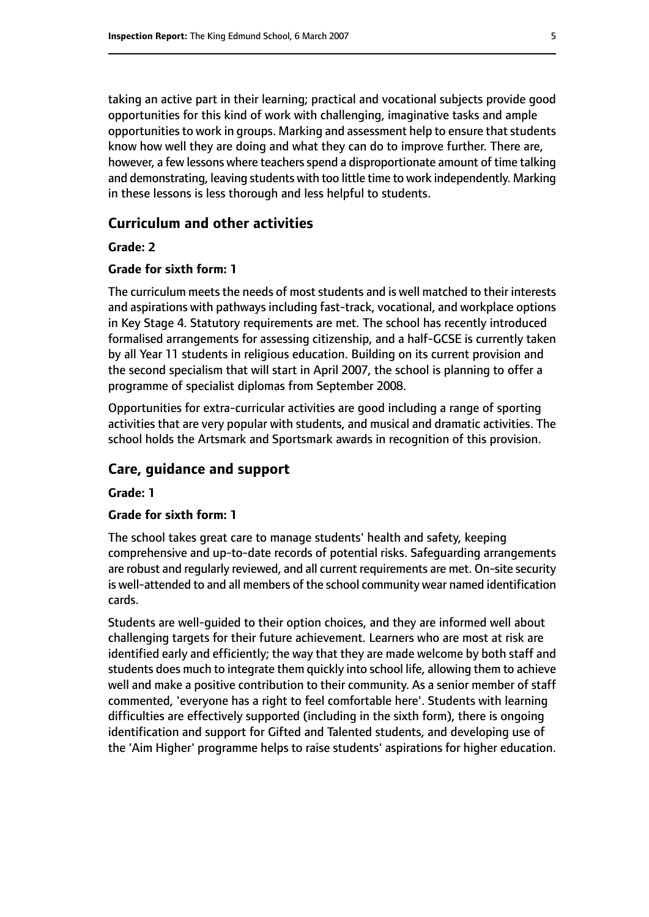taking an active part in their learning; practical and vocational subjects provide good opportunities for this kind of work with challenging, imaginative tasks and ample opportunities to work in groups. Marking and assessment help to ensure that students know how well they are doing and what they can do to improve further. There are, however, a few lessons where teachers spend a disproportionate amount of time talking and demonstrating, leaving students with too little time to work independently. Marking in these lessons is less thorough and less helpful to students.

## Curriculum and other activities

**Grade: 2**

**Grade for sixth form: 1**

The curriculum meets the needs of most students and is well matched to their interests and aspirations with pathways including fast-track, vocational, and workplace options in Key Stage 4. Statutory requirements are met. The school has recently introduced formalised arrangements for assessing citizenship, and a half-GCSE is currently taken by all Year 11 students in religious education. Building on its current provision and the second specialism that will start in April 2007, the school is planning to offer a programme of specialist diplomas from September 2008.

Opportunities for extra-curricular activities are good including a range of sporting activities that are very popular with students, and musical and dramatic activities. The school holds the Artsmark and Sportsmark awards in recognition of this provision.

## Care, guidance and support

**Grade: 1**

**Grade for sixth form: 1**

The school takes great care to manage students' health and safety, keeping comprehensive and up-to-date records of potential risks. Safeguarding arrangements are robust and regularly reviewed, and all current requirements are met. On-site security is well-attended to and all members of the school community wear named identification cards.

Students are well-guided to their option choices, and they are informed well about challenging targets for their future achievement. Learners who are most at risk are identified early and efficiently; the way that they are made welcome by both staff and students does much to integrate them quickly into school life, allowing them to achieve well and make a positive contribution to their community. As a senior member of staff commented, 'everyone has a right to feel comfortable here'. Students with learning difficulties are effectively supported (including in the sixth form), there is ongoing identification and support for Gifted and Talented students, and developing use of the 'Aim Higher' programme helps to raise students' aspirations for higher education.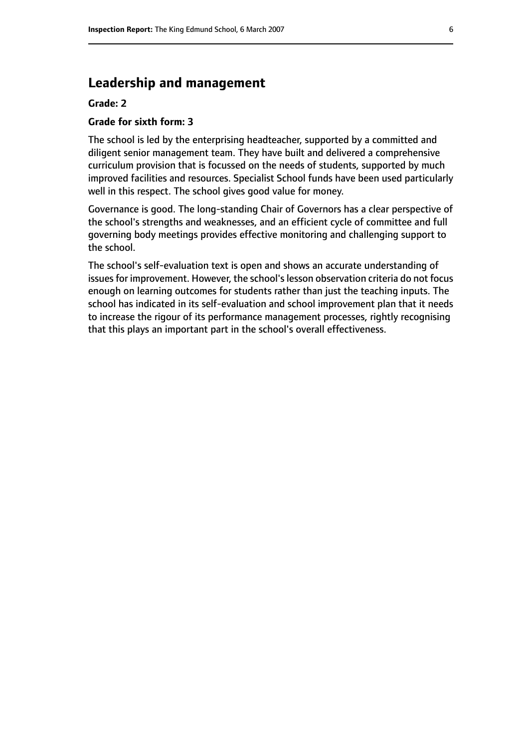## Leadership and management

**Grade: 2**

**Grade for sixth form: 3**

The school is led by the enterprising headteacher, supported by a committed and diligent senior management team. They have built and delivered a comprehensive curriculum provision that is focussed on the needs of students, supported by much improved facilities and resources. Specialist School funds have been used particularly well in this respect. The school gives good value for money.

Governance is good. The long-standing Chair of Governors has a clear perspective of the school's strengths and weaknesses, and an efficient cycle of committee and full governing body meetings provides effective monitoring and challenging support to the school.

The school's self-evaluation text is open and shows an accurate understanding of issues for improvement. However, the school's lesson observation criteria do not focus enough on learning outcomes for students rather than just the teaching inputs. The school has indicated in its self-evaluation and school improvement plan that it needs to increase the rigour of its performance management processes, rightly recognising that this plays an important part in the school's overall effectiveness.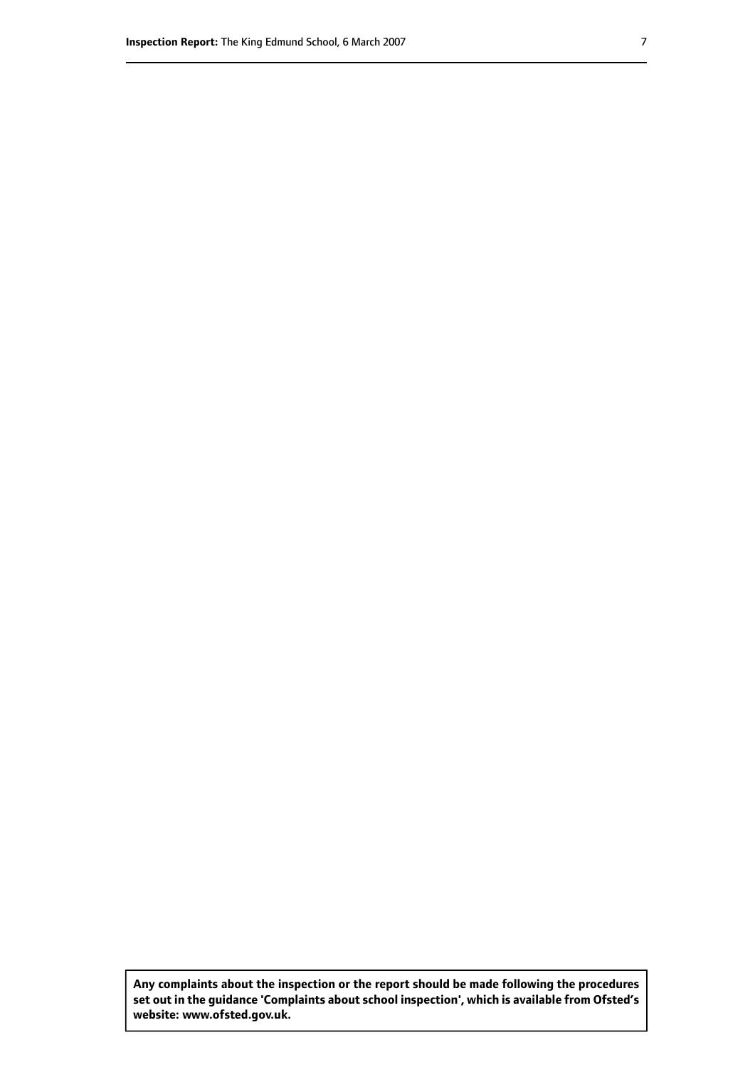**Any complaints about the inspection or the report should be made following the procedures set out in the guidance 'Complaints about school inspection', which is available from Ofsted's website: www.ofsted.gov.uk.**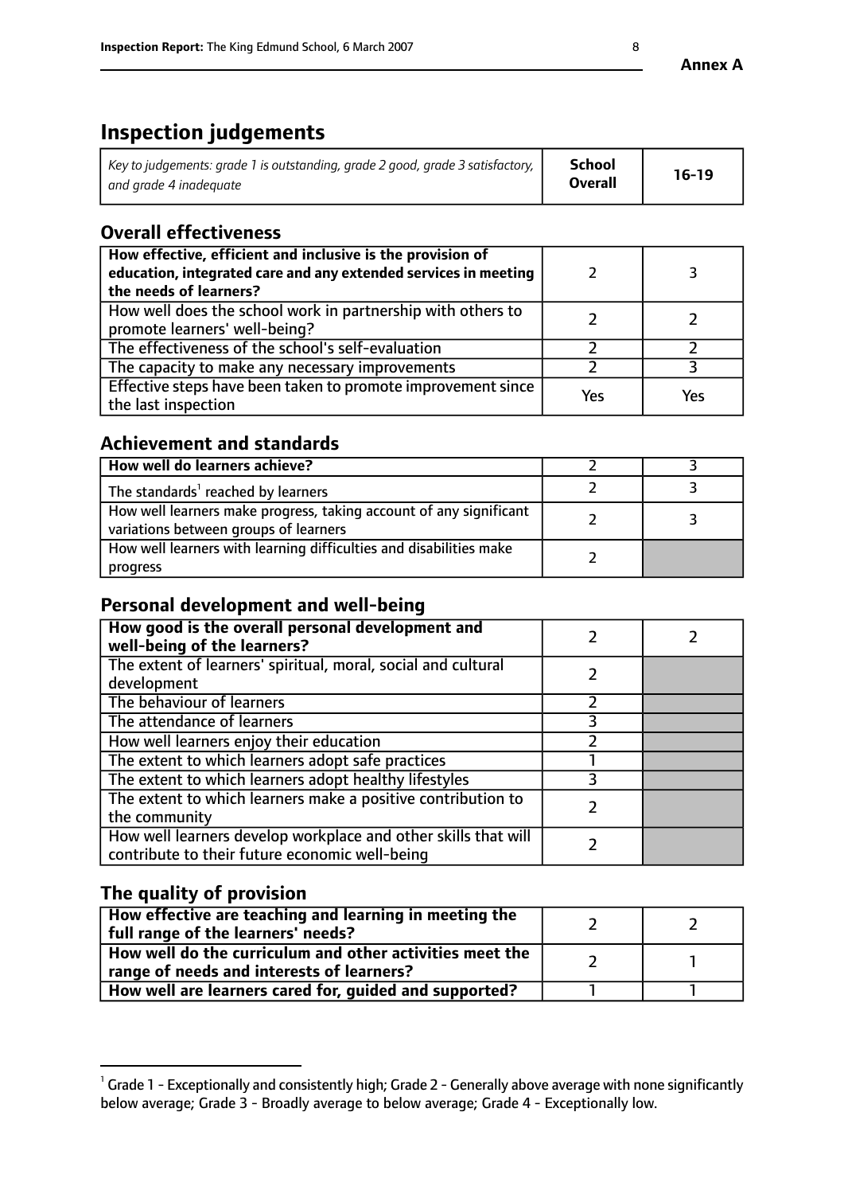**Annex A**

# Inspection judgements

| *Key to judgements: grade 1 is outstanding, grade 2 good, grade 3 satisfactory, and grade 4 inadequate* | **School Overall** | **16-19** |
|---|---|---|

## Overall effectiveness

| | | |
|---|---|---|
| **How effective, efficient and inclusive is the provision of education, integrated care and any extended services in meeting the needs of learners?** | 2 | 3 |
| How well does the school work in partnership with others to promote learners' well-being? | 2 | 2 |
| The effectiveness of the school's self-evaluation | 2 | 2 |
| The capacity to make any necessary improvements | 2 | 3 |
| Effective steps have been taken to promote improvement since the last inspection | Yes | Yes |

## Achievement and standards

| | | |
|---|---|---|
| **How well do learners achieve?** | 2 | 3 |
| The standards[1] reached by learners | 2 | 3 |
| How well learners make progress, taking account of any significant variations between groups of learners | 2 | 3 |
| How well learners with learning difficulties and disabilities make progress | 2 | |

## Personal development and well-being

| | | |
|---|---|---|
| **How good is the overall personal development and well-being of the learners?** | 2 | 2 |
| The extent of learners' spiritual, moral, social and cultural development | 2 | |
| The behaviour of learners | 2 | |
| The attendance of learners | 3 | |
| How well learners enjoy their education | 2 | |
| The extent to which learners adopt safe practices | 1 | |
| The extent to which learners adopt healthy lifestyles | 3 | |
| The extent to which learners make a positive contribution to the community | 2 | |
| How well learners develop workplace and other skills that will contribute to their future economic well-being | 2 | |

## The quality of provision

| | | |
|---|---|---|
| **How effective are teaching and learning in meeting the full range of the learners' needs?** | 2 | 2 |
| **How well do the curriculum and other activities meet the range of needs and interests of learners?** | 2 | 1 |
| **How well are learners cared for, guided and supported?** | 1 | 1 |

[1] Grade 1 - Exceptionally and consistently high; Grade 2 - Generally above average with none significantly below average; Grade 3 - Broadly average to below average; Grade 4 - Exceptionally low.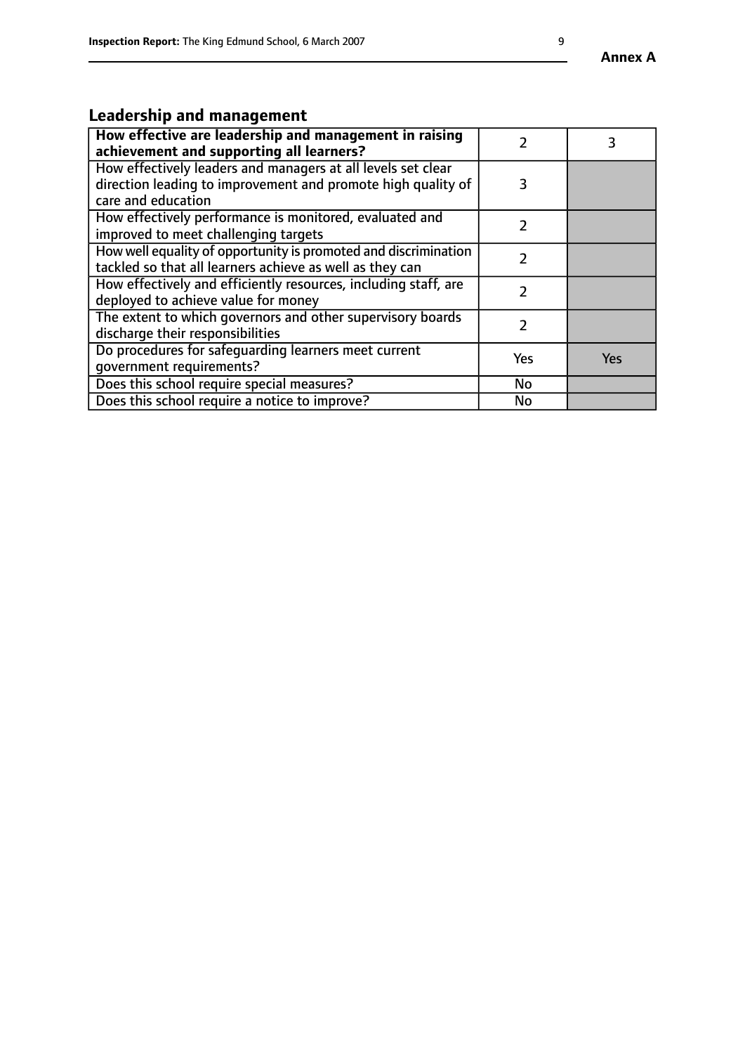Annex A

## Leadership and management

| How effective are leadership and management in raising achievement and supporting all learners? | 2 | 3 |
|---|---|---|
| How effectively leaders and managers at all levels set clear direction leading to improvement and promote high quality of care and education | 3 | |
| How effectively performance is monitored, evaluated and improved to meet challenging targets | 2 | |
| How well equality of opportunity is promoted and discrimination tackled so that all learners achieve as well as they can | 2 | |
| How effectively and efficiently resources, including staff, are deployed to achieve value for money | 2 | |
| The extent to which governors and other supervisory boards discharge their responsibilities | 2 | |
| Do procedures for safeguarding learners meet current government requirements? | Yes | Yes |
| Does this school require special measures? | No | |
| Does this school require a notice to improve? | No | |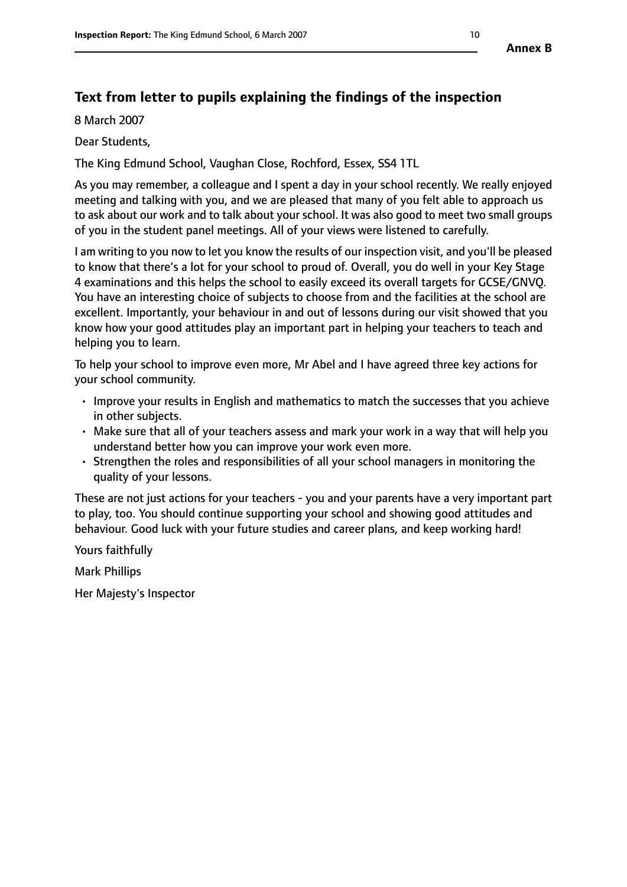## Text from letter to pupils explaining the findings of the inspection

8 March 2007

Dear Students,

The King Edmund School, Vaughan Close, Rochford, Essex, SS4 1TL

As you may remember, a colleague and I spent a day in your school recently. We really enjoyed meeting and talking with you, and we are pleased that many of you felt able to approach us to ask about our work and to talk about your school. It was also good to meet two small groups of you in the student panel meetings. All of your views were listened to carefully.

I am writing to you now to let you know the results of our inspection visit, and you'll be pleased to know that there's a lot for your school to proud of. Overall, you do well in your Key Stage 4 examinations and this helps the school to easily exceed its overall targets for GCSE/GNVQ. You have an interesting choice of subjects to choose from and the facilities at the school are excellent. Importantly, your behaviour in and out of lessons during our visit showed that you know how your good attitudes play an important part in helping your teachers to teach and helping you to learn.

To help your school to improve even more, Mr Abel and I have agreed three key actions for your school community.

- Improve your results in English and mathematics to match the successes that you achieve in other subjects.
- Make sure that all of your teachers assess and mark your work in a way that will help you understand better how you can improve your work even more.
- Strengthen the roles and responsibilities of all your school managers in monitoring the quality of your lessons.

These are not just actions for your teachers - you and your parents have a very important part to play, too. You should continue supporting your school and showing good attitudes and behaviour. Good luck with your future studies and career plans, and keep working hard!

Yours faithfully

Mark Phillips

Her Majesty's Inspector